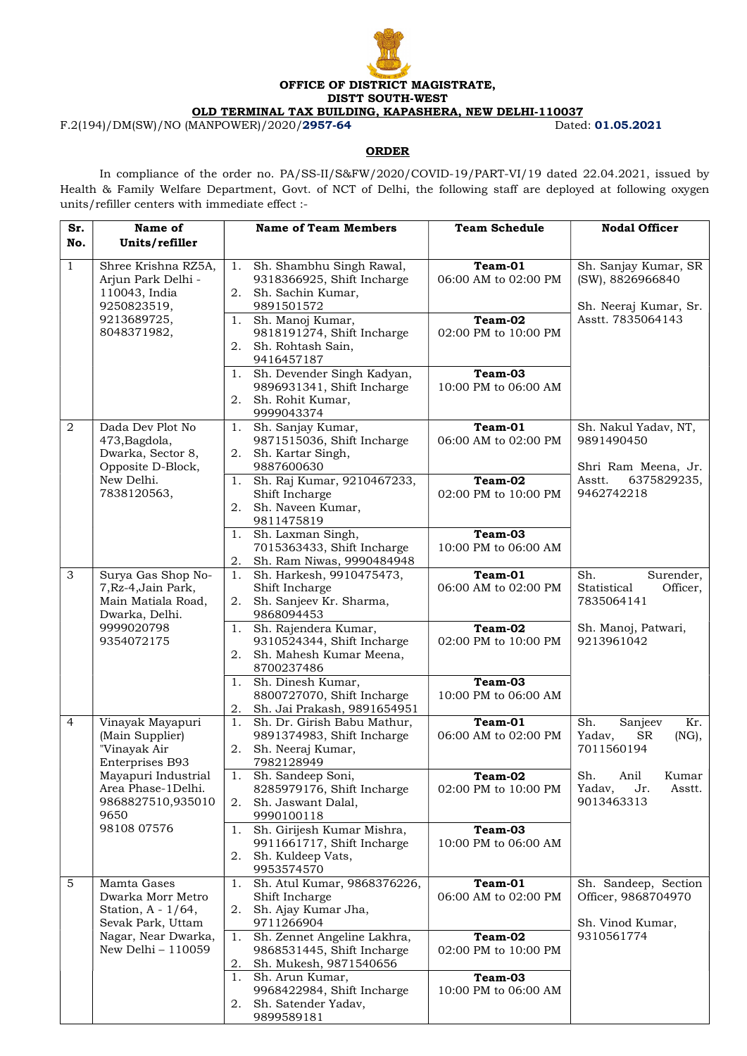**OFFICE OF DISTRICT MAGISTRATE,**
**DISTT SOUTH-WEST**
**OLD TERMINAL TAX BUILDING, KAPASHERA, NEW DELHI-110037**

F.2(194)/DM(SW)/NO (MANPOWER)/2020/**2957-64** Dated: **01.05.2021**

## ORDER

In compliance of the order no. PA/SS-II/S&FW/2020/COVID-19/PART-VI/19 dated 22.04.2021, issued by Health & Family Welfare Department, Govt. of NCT of Delhi, the following staff are deployed at following oxygen units/refiller centers with immediate effect :-

| Sr. No. | Name of Units/refiller | Name of Team Members | Team Schedule | Nodal Officer |
|---|---|---|---|---|
| 1 | Shree Krishna RZ5A, Arjun Park Delhi - 110043, India 9250823519, 9213689725, 8048371982, | 1. Sh. Shambhu Singh Rawal, 9318366925, Shift Incharge<br>2. Sh. Sachin Kumar, 9891501572 | **Team-01**<br>06:00 AM to 02:00 PM | Sh. Sanjay Kumar, SR (SW), 8826966840<br><br>Sh. Neeraj Kumar, Sr. Asstt. 7835064143 |
| | | 1. Sh. Manoj Kumar, 9818191274, Shift Incharge<br>2. Sh. Rohtash Sain, 9416457187 | **Team-02**<br>02:00 PM to 10:00 PM | |
| | | 1. Sh. Devender Singh Kadyan, 9896931341, Shift Incharge<br>2. Sh. Rohit Kumar, 9999043374 | **Team-03**<br>10:00 PM to 06:00 AM | |
| 2 | Dada Dev Plot No 473,Bagdola, Dwarka, Sector 8, Opposite D-Block, New Delhi. 7838120563, | 1. Sh. Sanjay Kumar, 9871515036, Shift Incharge<br>2. Sh. Kartar Singh, 9887600630 | **Team-01**<br>06:00 AM to 02:00 PM | Sh. Nakul Yadav, NT, 9891490450<br><br>Shri Ram Meena, Jr. Asstt. 6375829235, 9462742218 |
| | | 1. Sh. Raj Kumar, 9210467233, Shift Incharge<br>2. Sh. Naveen Kumar, 9811475819 | **Team-02**<br>02:00 PM to 10:00 PM | |
| | | 1. Sh. Laxman Singh, 7015363433, Shift Incharge<br>2. Sh. Ram Niwas, 9990484948 | **Team-03**<br>10:00 PM to 06:00 AM | |
| 3 | Surya Gas Shop No-7,Rz-4,Jain Park, Main Matiala Road, Dwarka, Delhi. 9999020798 9354072175 | 1. Sh. Harkesh, 9910475473, Shift Incharge<br>2. Sh. Sanjeev Kr. Sharma, 9868094453 | **Team-01**<br>06:00 AM to 02:00 PM | Sh. Surender, Statistical Officer, 7835064141<br><br>Sh. Manoj, Patwari, 9213961042 |
| | | 1. Sh. Rajendera Kumar, 9310524344, Shift Incharge<br>2. Sh. Mahesh Kumar Meena, 8700237486 | **Team-02**<br>02:00 PM to 10:00 PM | |
| | | 1. Sh. Dinesh Kumar, 8800727070, Shift Incharge<br>2. Sh. Jai Prakash, 9891654951 | **Team-03**<br>10:00 PM to 06:00 AM | |
| 4 | Vinayak Mayapuri (Main Supplier) "Vinayak Air Enterprises B93 Mayapuri Industrial Area Phase-1Delhi. 9868827510,935010 9650 98108 07576 | 1. Sh. Dr. Girish Babu Mathur, 9891374983, Shift Incharge<br>2. Sh. Neeraj Kumar, 7982128949 | **Team-01**<br>06:00 AM to 02:00 PM | Sh. Sanjeev Kr. Yadav, SR (NG), 7011560194<br><br>Sh. Anil Kumar Yadav, Jr. Asstt. 9013463313 |
| | | 1. Sh. Sandeep Soni, 8285979176, Shift Incharge<br>2. Sh. Jaswant Dalal, 9990100118 | **Team-02**<br>02:00 PM to 10:00 PM | |
| | | 1. Sh. Girijesh Kumar Mishra, 9911661717, Shift Incharge<br>2. Sh. Kuldeep Vats, 9953574570 | **Team-03**<br>10:00 PM to 06:00 AM | |
| 5 | Mamta Gases Dwarka Morr Metro Station, A - 1/64, Sevak Park, Uttam Nagar, Near Dwarka, New Delhi – 110059 | 1. Sh. Atul Kumar, 9868376226, Shift Incharge<br>2. Sh. Ajay Kumar Jha, 9711266904 | **Team-01**<br>06:00 AM to 02:00 PM | Sh. Sandeep, Section Officer, 9868704970<br><br>Sh. Vinod Kumar, 9310561774 |
| | | 1. Sh. Zennet Angeline Lakhra, 9868531445, Shift Incharge<br>2. Sh. Mukesh, 9871540656 | **Team-02**<br>02:00 PM to 10:00 PM | |
| | | 1. Sh. Arun Kumar, 9968422984, Shift Incharge<br>2. Sh. Satender Yadav, 9899589181 | **Team-03**<br>10:00 PM to 06:00 AM | |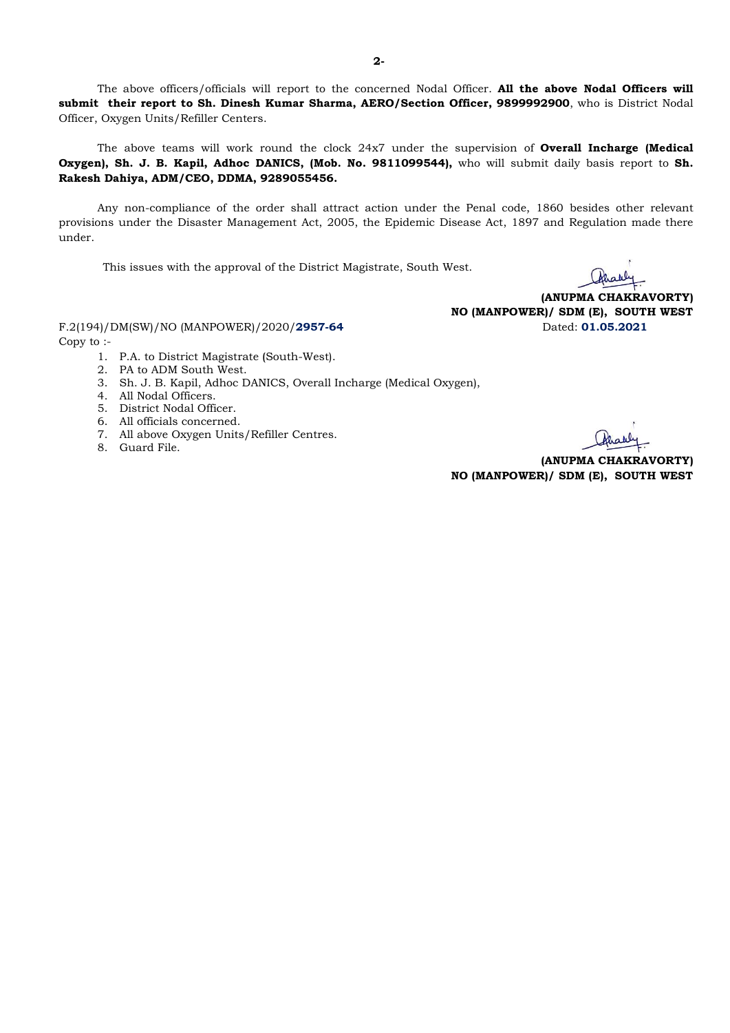The above officers/officials will report to the concerned Nodal Officer. **All the above Nodal Officers will submit their report to Sh. Dinesh Kumar Sharma, AERO/Section Officer, 9899992900**, who is District Nodal Officer, Oxygen Units/Refiller Centers.

The above teams will work round the clock 24x7 under the supervision of **Overall Incharge (Medical Oxygen), Sh. J. B. Kapil, Adhoc DANICS, (Mob. No. 9811099544),** who will submit daily basis report to **Sh. Rakesh Dahiya, ADM/CEO, DDMA, 9289055456.**

Any non-compliance of the order shall attract action under the Penal code, 1860 besides other relevant provisions under the Disaster Management Act, 2005, the Epidemic Disease Act, 1897 and Regulation made there under.

This issues with the approval of the District Magistrate, South West.

**(ANUPMA CHAKRAVORTY)**
**NO (MANPOWER)/ SDM (E), SOUTH WEST**

F.2(194)/DM(SW)/NO (MANPOWER)/2020/**2957-64** Dated: **01.05.2021**

Copy to :-

1. P.A. to District Magistrate (South-West).
2. PA to ADM South West.
3. Sh. J. B. Kapil, Adhoc DANICS, Overall Incharge (Medical Oxygen),
4. All Nodal Officers.
5. District Nodal Officer.
6. All officials concerned.
7. All above Oxygen Units/Refiller Centres.
8. Guard File.

**(ANUPMA CHAKRAVORTY)**
**NO (MANPOWER)/ SDM (E), SOUTH WEST**